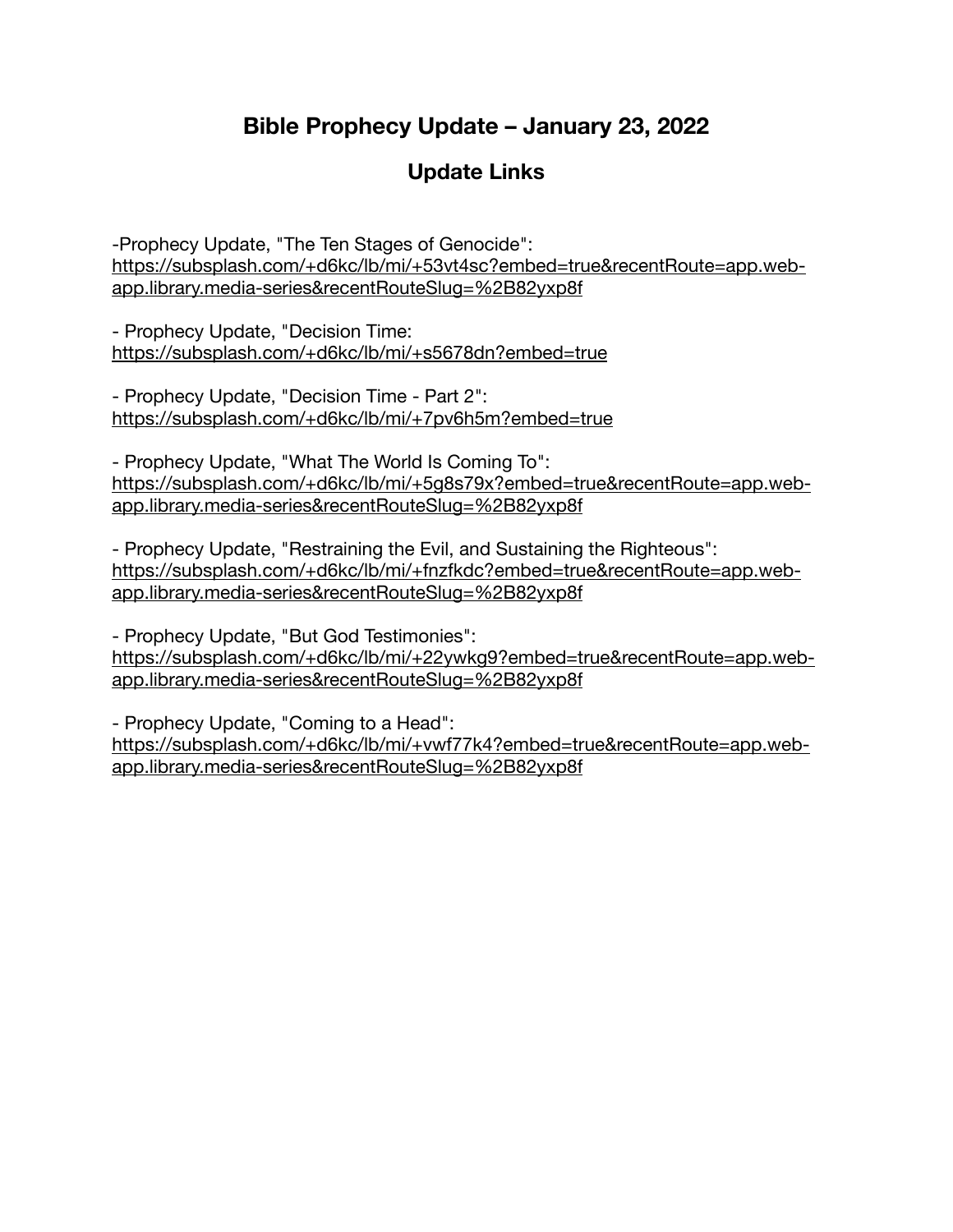# Bible Prophecy Update – January 23, 2022

## Update Links

-Prophecy Update, "The Ten Stages of Genocide":
https://subsplash.com/+d6kc/lb/mi/+53vt4sc?embed=true&recentRoute=app.web-app.library.media-series&recentRouteSlug=%2B82yxp8f

- Prophecy Update, "Decision Time:
https://subsplash.com/+d6kc/lb/mi/+s5678dn?embed=true

- Prophecy Update, "Decision Time - Part 2":
https://subsplash.com/+d6kc/lb/mi/+7pv6h5m?embed=true

- Prophecy Update, "What The World Is Coming To":
https://subsplash.com/+d6kc/lb/mi/+5g8s79x?embed=true&recentRoute=app.web-app.library.media-series&recentRouteSlug=%2B82yxp8f

- Prophecy Update, "Restraining the Evil, and Sustaining the Righteous":
https://subsplash.com/+d6kc/lb/mi/+fnzfkdc?embed=true&recentRoute=app.web-app.library.media-series&recentRouteSlug=%2B82yxp8f

- Prophecy Update, "But God Testimonies":
https://subsplash.com/+d6kc/lb/mi/+22ywkg9?embed=true&recentRoute=app.web-app.library.media-series&recentRouteSlug=%2B82yxp8f

- Prophecy Update, "Coming to a Head":
https://subsplash.com/+d6kc/lb/mi/+vwf77k4?embed=true&recentRoute=app.web-app.library.media-series&recentRouteSlug=%2B82yxp8f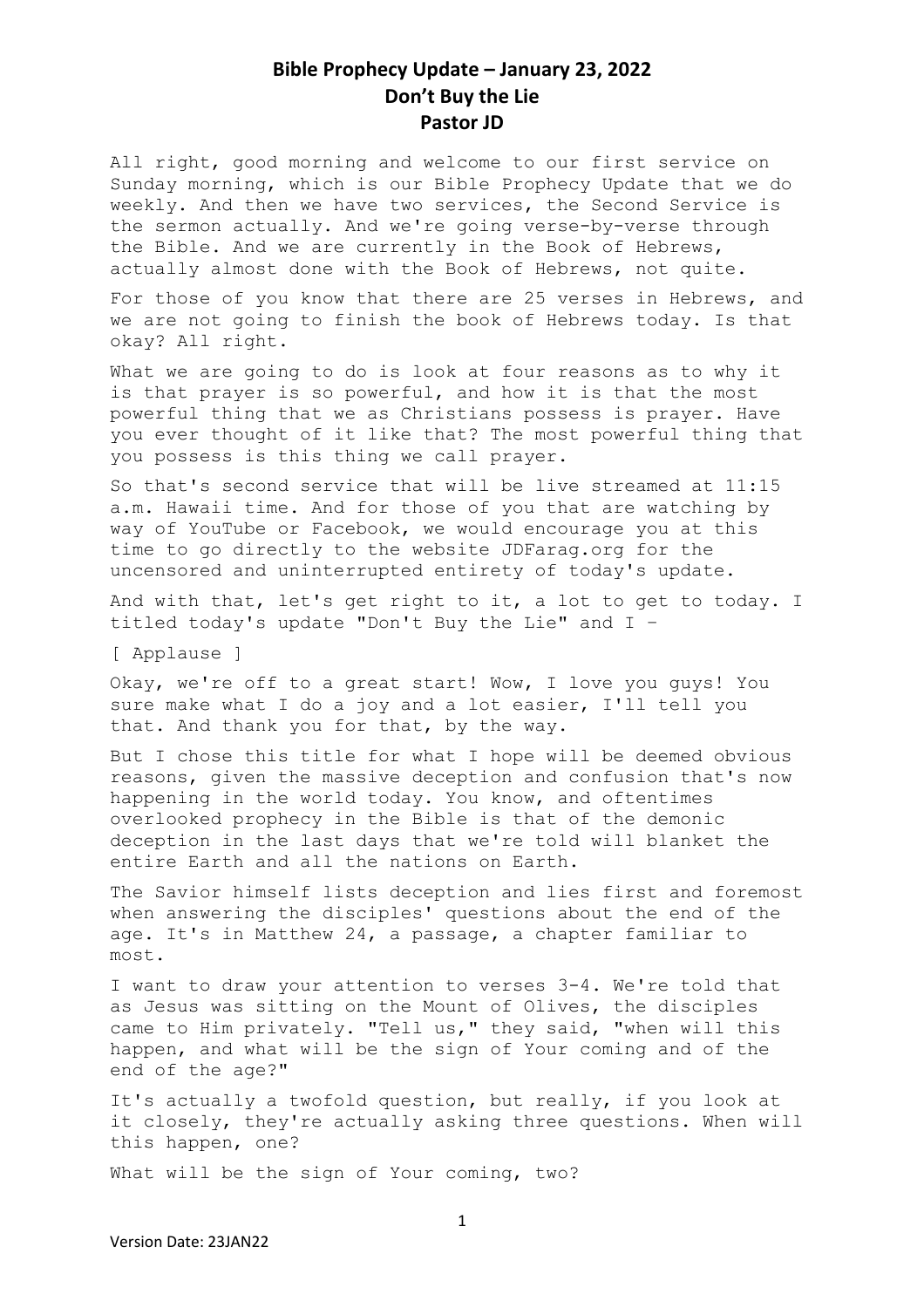# Bible Prophecy Update – January 23, 2022
## Don't Buy the Lie
### Pastor JD

All right, good morning and welcome to our first service on Sunday morning, which is our Bible Prophecy Update that we do weekly. And then we have two services, the Second Service is the sermon actually. And we're going verse-by-verse through the Bible. And we are currently in the Book of Hebrews, actually almost done with the Book of Hebrews, not quite.

For those of you know that there are 25 verses in Hebrews, and we are not going to finish the book of Hebrews today. Is that okay? All right.

What we are going to do is look at four reasons as to why it is that prayer is so powerful, and how it is that the most powerful thing that we as Christians possess is prayer. Have you ever thought of it like that? The most powerful thing that you possess is this thing we call prayer.

So that's second service that will be live streamed at 11:15 a.m. Hawaii time. And for those of you that are watching by way of YouTube or Facebook, we would encourage you at this time to go directly to the website JDFarag.org for the uncensored and uninterrupted entirety of today's update.

And with that, let's get right to it, a lot to get to today. I titled today's update "Don't Buy the Lie" and I –

[ Applause ]

Okay, we're off to a great start! Wow, I love you guys! You sure make what I do a joy and a lot easier, I'll tell you that. And thank you for that, by the way.

But I chose this title for what I hope will be deemed obvious reasons, given the massive deception and confusion that's now happening in the world today. You know, and oftentimes overlooked prophecy in the Bible is that of the demonic deception in the last days that we're told will blanket the entire Earth and all the nations on Earth.

The Savior himself lists deception and lies first and foremost when answering the disciples' questions about the end of the age. It's in Matthew 24, a passage, a chapter familiar to most.

I want to draw your attention to verses 3-4. We're told that as Jesus was sitting on the Mount of Olives, the disciples came to Him privately. "Tell us," they said, "when will this happen, and what will be the sign of Your coming and of the end of the age?"

It's actually a twofold question, but really, if you look at it closely, they're actually asking three questions. When will this happen, one?

What will be the sign of Your coming, two?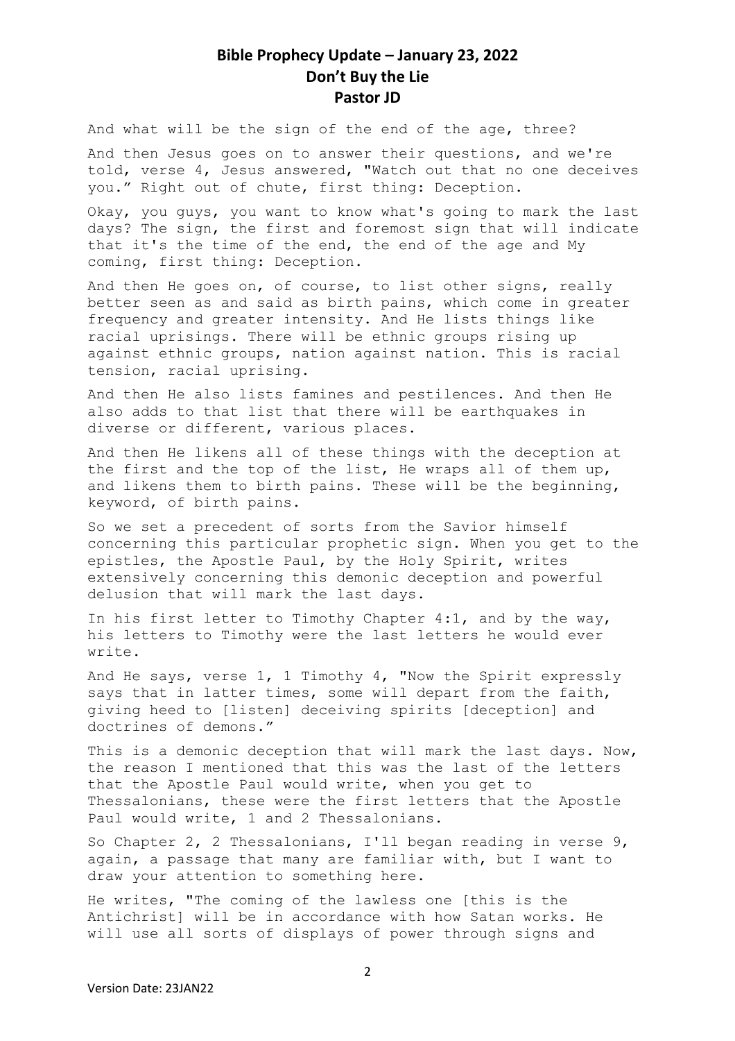And what will be the sign of the end of the age, three?

And then Jesus goes on to answer their questions, and we're told, verse 4, Jesus answered, "Watch out that no one deceives you." Right out of chute, first thing: Deception.

Okay, you guys, you want to know what's going to mark the last days? The sign, the first and foremost sign that will indicate that it's the time of the end, the end of the age and My coming, first thing: Deception.

And then He goes on, of course, to list other signs, really better seen as and said as birth pains, which come in greater frequency and greater intensity. And He lists things like racial uprisings. There will be ethnic groups rising up against ethnic groups, nation against nation. This is racial tension, racial uprising.

And then He also lists famines and pestilences. And then He also adds to that list that there will be earthquakes in diverse or different, various places.

And then He likens all of these things with the deception at the first and the top of the list, He wraps all of them up, and likens them to birth pains. These will be the beginning, keyword, of birth pains.

So we set a precedent of sorts from the Savior himself concerning this particular prophetic sign. When you get to the epistles, the Apostle Paul, by the Holy Spirit, writes extensively concerning this demonic deception and powerful delusion that will mark the last days.

In his first letter to Timothy Chapter 4:1, and by the way, his letters to Timothy were the last letters he would ever write.

And He says, verse 1, 1 Timothy 4, "Now the Spirit expressly says that in latter times, some will depart from the faith, giving heed to [listen] deceiving spirits [deception] and doctrines of demons."

This is a demonic deception that will mark the last days. Now, the reason I mentioned that this was the last of the letters that the Apostle Paul would write, when you get to Thessalonians, these were the first letters that the Apostle Paul would write, 1 and 2 Thessalonians.

So Chapter 2, 2 Thessalonians, I'll began reading in verse 9, again, a passage that many are familiar with, but I want to draw your attention to something here.

He writes, "The coming of the lawless one [this is the Antichrist] will be in accordance with how Satan works. He will use all sorts of displays of power through signs and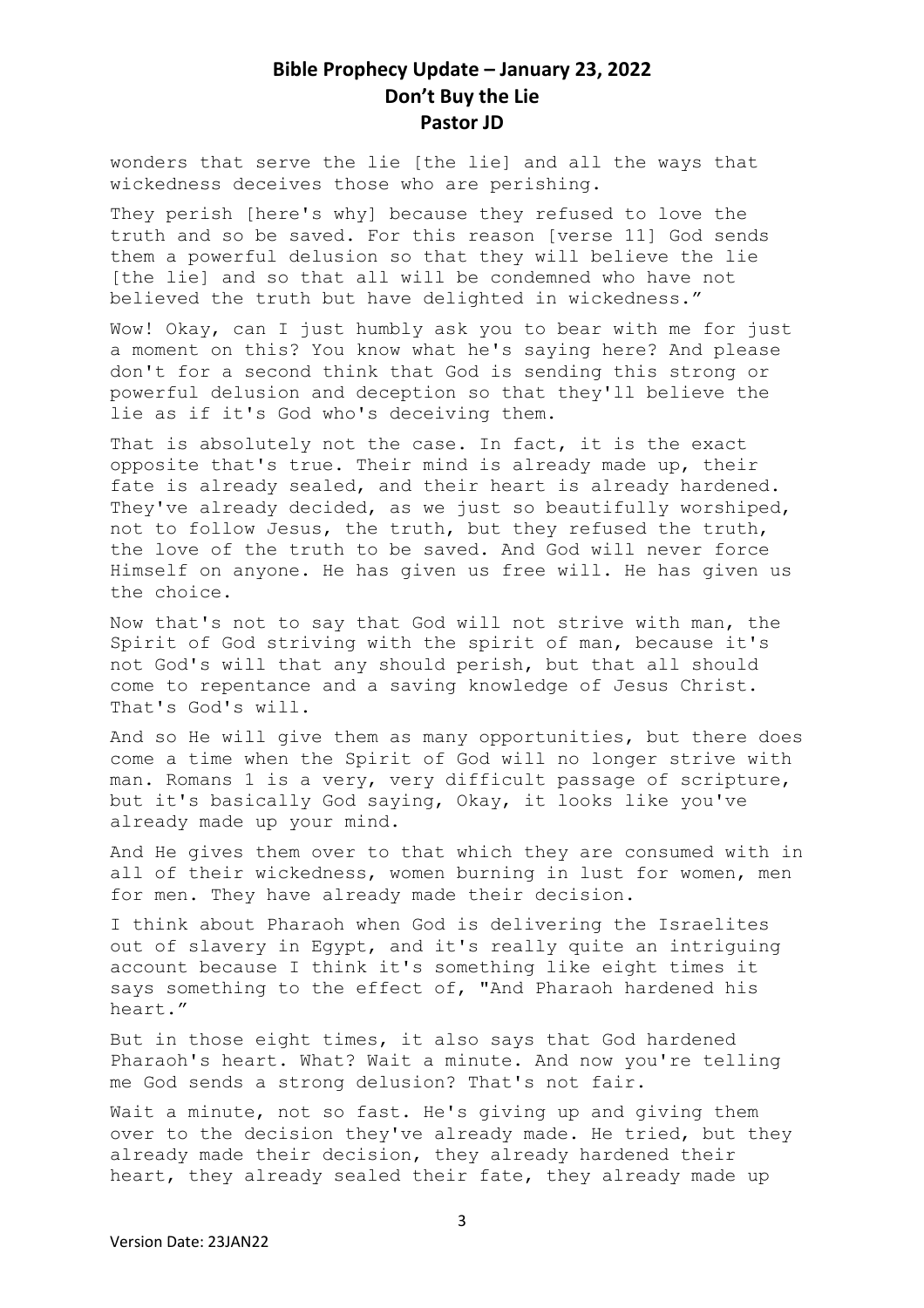wonders that serve the lie [the lie] and all the ways that wickedness deceives those who are perishing.

They perish [here's why] because they refused to love the truth and so be saved. For this reason [verse 11] God sends them a powerful delusion so that they will believe the lie [the lie] and so that all will be condemned who have not believed the truth but have delighted in wickedness."

Wow! Okay, can I just humbly ask you to bear with me for just a moment on this? You know what he's saying here? And please don't for a second think that God is sending this strong or powerful delusion and deception so that they'll believe the lie as if it's God who's deceiving them.

That is absolutely not the case. In fact, it is the exact opposite that's true. Their mind is already made up, their fate is already sealed, and their heart is already hardened. They've already decided, as we just so beautifully worshiped, not to follow Jesus, the truth, but they refused the truth, the love of the truth to be saved. And God will never force Himself on anyone. He has given us free will. He has given us the choice.

Now that's not to say that God will not strive with man, the Spirit of God striving with the spirit of man, because it's not God's will that any should perish, but that all should come to repentance and a saving knowledge of Jesus Christ. That's God's will.

And so He will give them as many opportunities, but there does come a time when the Spirit of God will no longer strive with man. Romans 1 is a very, very difficult passage of scripture, but it's basically God saying, Okay, it looks like you've already made up your mind.

And He gives them over to that which they are consumed with in all of their wickedness, women burning in lust for women, men for men. They have already made their decision.

I think about Pharaoh when God is delivering the Israelites out of slavery in Egypt, and it's really quite an intriguing account because I think it's something like eight times it says something to the effect of, "And Pharaoh hardened his heart."

But in those eight times, it also says that God hardened Pharaoh's heart. What? Wait a minute. And now you're telling me God sends a strong delusion? That's not fair.

Wait a minute, not so fast. He's giving up and giving them over to the decision they've already made. He tried, but they already made their decision, they already hardened their heart, they already sealed their fate, they already made up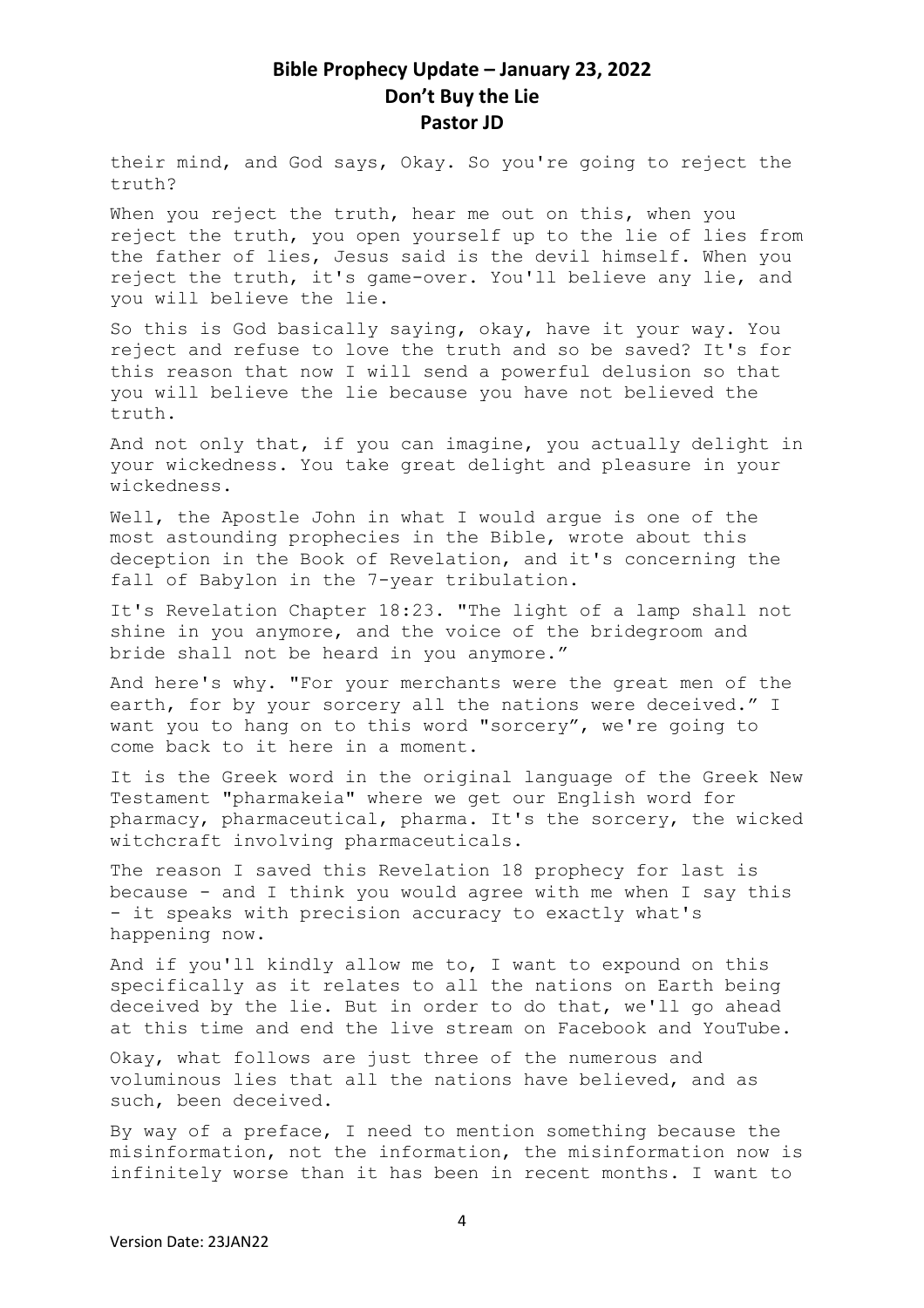their mind, and God says, Okay. So you're going to reject the truth?

When you reject the truth, hear me out on this, when you reject the truth, you open yourself up to the lie of lies from the father of lies, Jesus said is the devil himself. When you reject the truth, it's game-over. You'll believe any lie, and you will believe the lie.

So this is God basically saying, okay, have it your way. You reject and refuse to love the truth and so be saved? It's for this reason that now I will send a powerful delusion so that you will believe the lie because you have not believed the truth.

And not only that, if you can imagine, you actually delight in your wickedness. You take great delight and pleasure in your wickedness.

Well, the Apostle John in what I would argue is one of the most astounding prophecies in the Bible, wrote about this deception in the Book of Revelation, and it's concerning the fall of Babylon in the 7-year tribulation.

It's Revelation Chapter 18:23. "The light of a lamp shall not shine in you anymore, and the voice of the bridegroom and bride shall not be heard in you anymore."

And here's why. "For your merchants were the great men of the earth, for by your sorcery all the nations were deceived." I want you to hang on to this word "sorcery", we're going to come back to it here in a moment.

It is the Greek word in the original language of the Greek New Testament "pharmakeia" where we get our English word for pharmacy, pharmaceutical, pharma. It's the sorcery, the wicked witchcraft involving pharmaceuticals.

The reason I saved this Revelation 18 prophecy for last is because - and I think you would agree with me when I say this - it speaks with precision accuracy to exactly what's happening now.

And if you'll kindly allow me to, I want to expound on this specifically as it relates to all the nations on Earth being deceived by the lie. But in order to do that, we'll go ahead at this time and end the live stream on Facebook and YouTube.

Okay, what follows are just three of the numerous and voluminous lies that all the nations have believed, and as such, been deceived.

By way of a preface, I need to mention something because the misinformation, not the information, the misinformation now is infinitely worse than it has been in recent months. I want to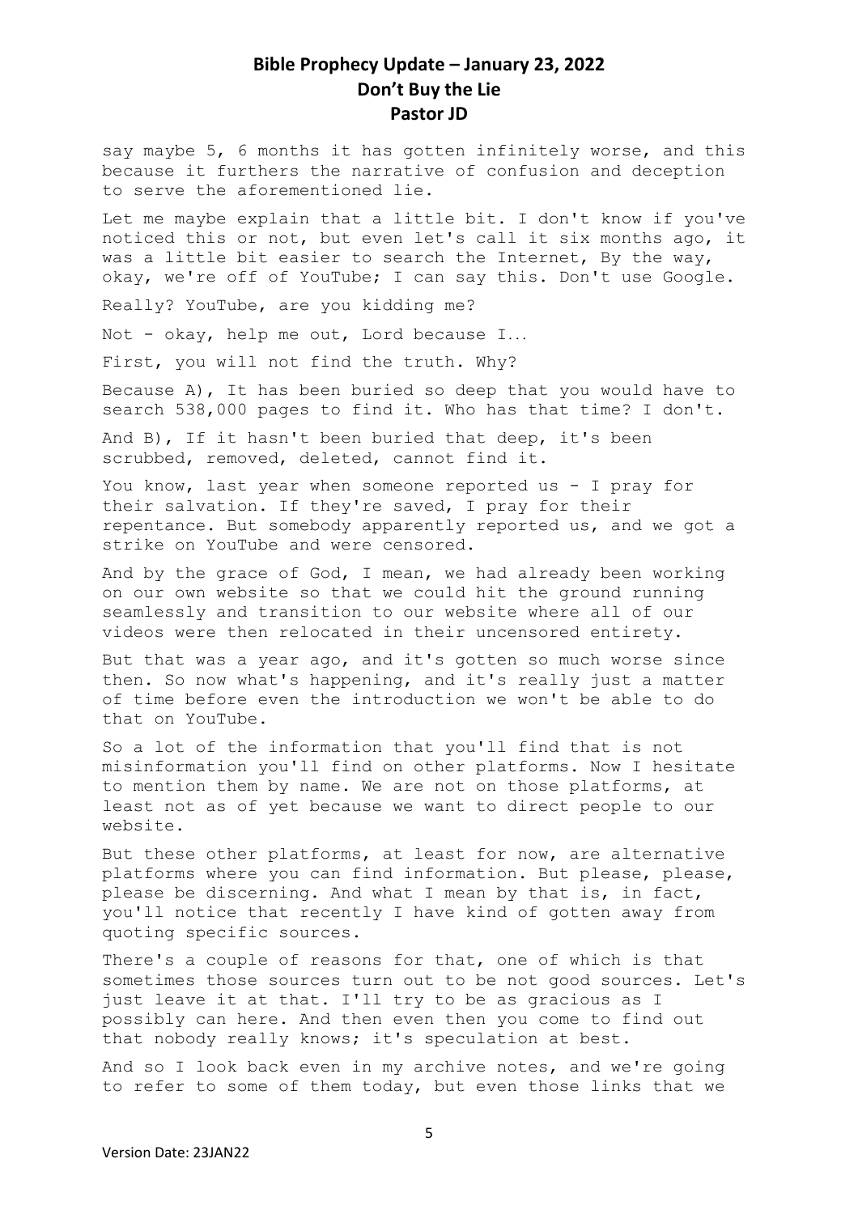say maybe 5, 6 months it has gotten infinitely worse, and this because it furthers the narrative of confusion and deception to serve the aforementioned lie.

Let me maybe explain that a little bit. I don't know if you've noticed this or not, but even let's call it six months ago, it was a little bit easier to search the Internet, By the way, okay, we're off of YouTube; I can say this. Don't use Google.

Really? YouTube, are you kidding me?

Not - okay, help me out, Lord because I…

First, you will not find the truth. Why?

Because A), It has been buried so deep that you would have to search 538,000 pages to find it. Who has that time? I don't.

And B), If it hasn't been buried that deep, it's been scrubbed, removed, deleted, cannot find it.

You know, last year when someone reported us - I pray for their salvation. If they're saved, I pray for their repentance. But somebody apparently reported us, and we got a strike on YouTube and were censored.

And by the grace of God, I mean, we had already been working on our own website so that we could hit the ground running seamlessly and transition to our website where all of our videos were then relocated in their uncensored entirety.

But that was a year ago, and it's gotten so much worse since then. So now what's happening, and it's really just a matter of time before even the introduction we won't be able to do that on YouTube.

So a lot of the information that you'll find that is not misinformation you'll find on other platforms. Now I hesitate to mention them by name. We are not on those platforms, at least not as of yet because we want to direct people to our website.

But these other platforms, at least for now, are alternative platforms where you can find information. But please, please, please be discerning. And what I mean by that is, in fact, you'll notice that recently I have kind of gotten away from quoting specific sources.

There's a couple of reasons for that, one of which is that sometimes those sources turn out to be not good sources. Let's just leave it at that. I'll try to be as gracious as I possibly can here. And then even then you come to find out that nobody really knows; it's speculation at best.

And so I look back even in my archive notes, and we're going to refer to some of them today, but even those links that we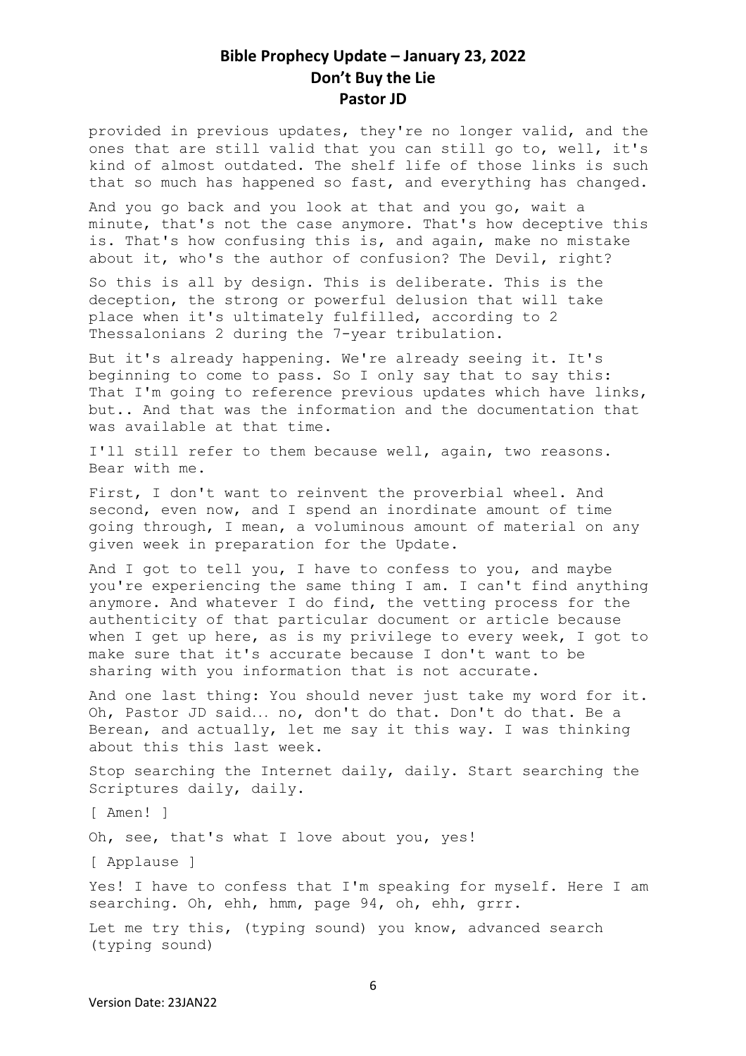provided in previous updates, they're no longer valid, and the ones that are still valid that you can still go to, well, it's kind of almost outdated. The shelf life of those links is such that so much has happened so fast, and everything has changed.

And you go back and you look at that and you go, wait a minute, that's not the case anymore. That's how deceptive this is. That's how confusing this is, and again, make no mistake about it, who's the author of confusion? The Devil, right?

So this is all by design. This is deliberate. This is the deception, the strong or powerful delusion that will take place when it's ultimately fulfilled, according to 2 Thessalonians 2 during the 7-year tribulation.

But it's already happening. We're already seeing it. It's beginning to come to pass. So I only say that to say this: That I'm going to reference previous updates which have links, but.. And that was the information and the documentation that was available at that time.

I'll still refer to them because well, again, two reasons. Bear with me.

First, I don't want to reinvent the proverbial wheel. And second, even now, and I spend an inordinate amount of time going through, I mean, a voluminous amount of material on any given week in preparation for the Update.

And I got to tell you, I have to confess to you, and maybe you're experiencing the same thing I am. I can't find anything anymore. And whatever I do find, the vetting process for the authenticity of that particular document or article because when I get up here, as is my privilege to every week, I got to make sure that it's accurate because I don't want to be sharing with you information that is not accurate.

And one last thing: You should never just take my word for it. Oh, Pastor JD said… no, don't do that. Don't do that. Be a Berean, and actually, let me say it this way. I was thinking about this this last week.

Stop searching the Internet daily, daily. Start searching the Scriptures daily, daily.

[ Amen! ]

Oh, see, that's what I love about you, yes!

[ Applause ]

Yes! I have to confess that I'm speaking for myself. Here I am searching. Oh, ehh, hmm, page 94, oh, ehh, grrr.

Let me try this, (typing sound) you know, advanced search (typing sound)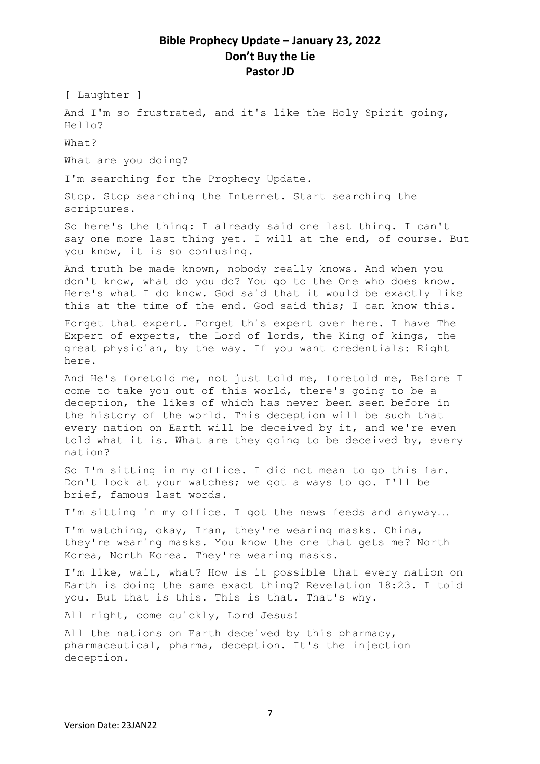# Bible Prophecy Update – January 23, 2022
## Don't Buy the Lie
### Pastor JD

[ Laughter ]

And I'm so frustrated, and it's like the Holy Spirit going, Hello?

What?

What are you doing?

I'm searching for the Prophecy Update.

Stop. Stop searching the Internet. Start searching the scriptures.

So here's the thing: I already said one last thing. I can't say one more last thing yet. I will at the end, of course. But you know, it is so confusing.

And truth be made known, nobody really knows. And when you don't know, what do you do? You go to the One who does know. Here's what I do know. God said that it would be exactly like this at the time of the end. God said this; I can know this.

Forget that expert. Forget this expert over here. I have The Expert of experts, the Lord of lords, the King of kings, the great physician, by the way. If you want credentials: Right here.

And He's foretold me, not just told me, foretold me, Before I come to take you out of this world, there's going to be a deception, the likes of which has never been seen before in the history of the world. This deception will be such that every nation on Earth will be deceived by it, and we're even told what it is. What are they going to be deceived by, every nation?

So I'm sitting in my office. I did not mean to go this far. Don't look at your watches; we got a ways to go. I'll be brief, famous last words.

I'm sitting in my office. I got the news feeds and anyway…

I'm watching, okay, Iran, they're wearing masks. China, they're wearing masks. You know the one that gets me? North Korea, North Korea. They're wearing masks.

I'm like, wait, what? How is it possible that every nation on Earth is doing the same exact thing? Revelation 18:23. I told you. But that is this. This is that. That's why.

All right, come quickly, Lord Jesus!

All the nations on Earth deceived by this pharmacy, pharmaceutical, pharma, deception. It's the injection deception.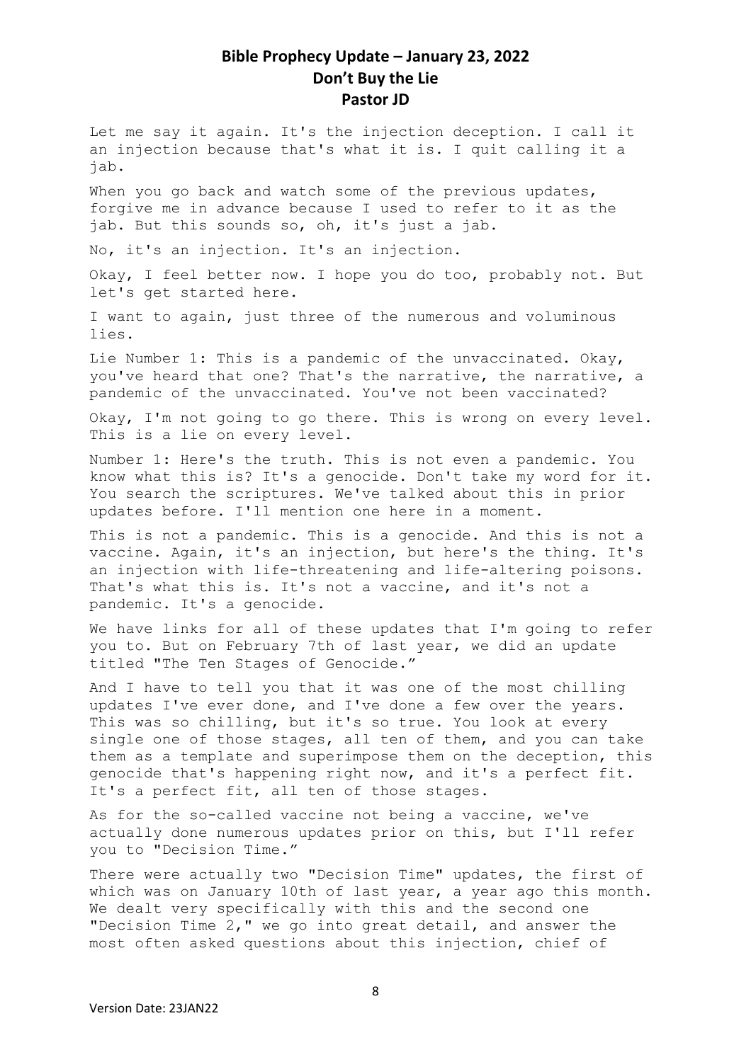Let me say it again. It's the injection deception. I call it an injection because that's what it is. I quit calling it a jab.

When you go back and watch some of the previous updates, forgive me in advance because I used to refer to it as the jab. But this sounds so, oh, it's just a jab.

No, it's an injection. It's an injection.

Okay, I feel better now. I hope you do too, probably not. But let's get started here.

I want to again, just three of the numerous and voluminous lies.

Lie Number 1: This is a pandemic of the unvaccinated. Okay, you've heard that one? That's the narrative, the narrative, a pandemic of the unvaccinated. You've not been vaccinated?

Okay, I'm not going to go there. This is wrong on every level. This is a lie on every level.

Number 1: Here's the truth. This is not even a pandemic. You know what this is? It's a genocide. Don't take my word for it. You search the scriptures. We've talked about this in prior updates before. I'll mention one here in a moment.

This is not a pandemic. This is a genocide. And this is not a vaccine. Again, it's an injection, but here's the thing. It's an injection with life-threatening and life-altering poisons. That's what this is. It's not a vaccine, and it's not a pandemic. It's a genocide.

We have links for all of these updates that I'm going to refer you to. But on February 7th of last year, we did an update titled "The Ten Stages of Genocide."

And I have to tell you that it was one of the most chilling updates I've ever done, and I've done a few over the years. This was so chilling, but it's so true. You look at every single one of those stages, all ten of them, and you can take them as a template and superimpose them on the deception, this genocide that's happening right now, and it's a perfect fit. It's a perfect fit, all ten of those stages.

As for the so-called vaccine not being a vaccine, we've actually done numerous updates prior on this, but I'll refer you to "Decision Time."

There were actually two "Decision Time" updates, the first of which was on January 10th of last year, a year ago this month. We dealt very specifically with this and the second one "Decision Time 2," we go into great detail, and answer the most often asked questions about this injection, chief of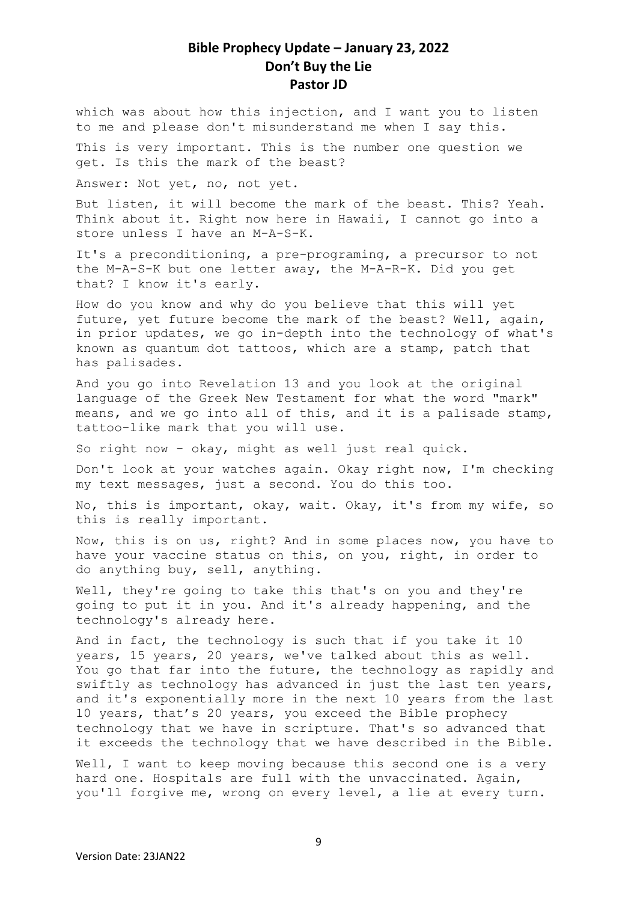which was about how this injection, and I want you to listen to me and please don't misunderstand me when I say this.

This is very important. This is the number one question we get. Is this the mark of the beast?

Answer: Not yet, no, not yet.

But listen, it will become the mark of the beast. This? Yeah. Think about it. Right now here in Hawaii, I cannot go into a store unless I have an M-A-S-K.

It's a preconditioning, a pre-programing, a precursor to not the M-A-S-K but one letter away, the M-A-R-K. Did you get that? I know it's early.

How do you know and why do you believe that this will yet future, yet future become the mark of the beast? Well, again, in prior updates, we go in-depth into the technology of what's known as quantum dot tattoos, which are a stamp, patch that has palisades.

And you go into Revelation 13 and you look at the original language of the Greek New Testament for what the word "mark" means, and we go into all of this, and it is a palisade stamp, tattoo-like mark that you will use.

So right now - okay, might as well just real quick.

Don't look at your watches again. Okay right now, I'm checking my text messages, just a second. You do this too.

No, this is important, okay, wait. Okay, it's from my wife, so this is really important.

Now, this is on us, right? And in some places now, you have to have your vaccine status on this, on you, right, in order to do anything buy, sell, anything.

Well, they're going to take this that's on you and they're going to put it in you. And it's already happening, and the technology's already here.

And in fact, the technology is such that if you take it 10 years, 15 years, 20 years, we've talked about this as well. You go that far into the future, the technology as rapidly and swiftly as technology has advanced in just the last ten years, and it's exponentially more in the next 10 years from the last 10 years, that's 20 years, you exceed the Bible prophecy technology that we have in scripture. That's so advanced that it exceeds the technology that we have described in the Bible.

Well, I want to keep moving because this second one is a very hard one. Hospitals are full with the unvaccinated. Again, you'll forgive me, wrong on every level, a lie at every turn.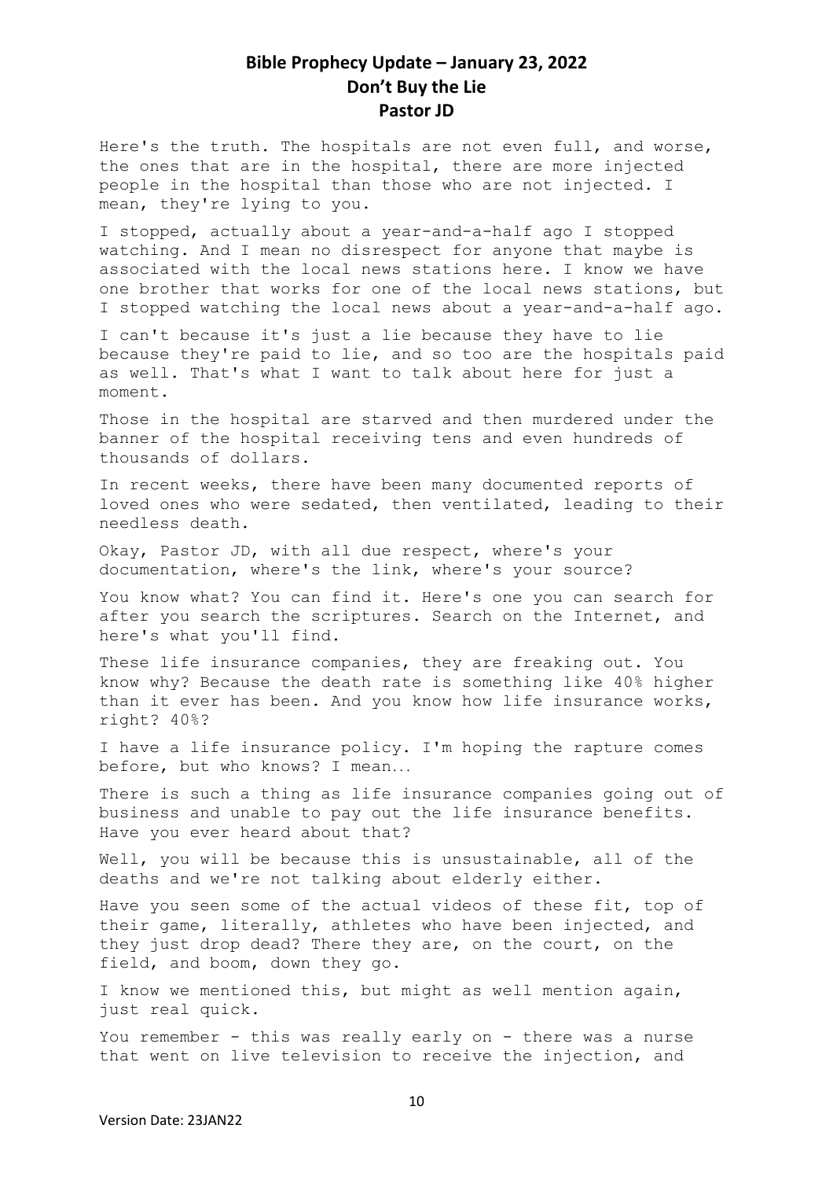Here's the truth. The hospitals are not even full, and worse, the ones that are in the hospital, there are more injected people in the hospital than those who are not injected. I mean, they're lying to you.

I stopped, actually about a year-and-a-half ago I stopped watching. And I mean no disrespect for anyone that maybe is associated with the local news stations here. I know we have one brother that works for one of the local news stations, but I stopped watching the local news about a year-and-a-half ago.

I can't because it's just a lie because they have to lie because they're paid to lie, and so too are the hospitals paid as well. That's what I want to talk about here for just a moment.

Those in the hospital are starved and then murdered under the banner of the hospital receiving tens and even hundreds of thousands of dollars.

In recent weeks, there have been many documented reports of loved ones who were sedated, then ventilated, leading to their needless death.

Okay, Pastor JD, with all due respect, where's your documentation, where's the link, where's your source?

You know what? You can find it. Here's one you can search for after you search the scriptures. Search on the Internet, and here's what you'll find.

These life insurance companies, they are freaking out. You know why? Because the death rate is something like 40% higher than it ever has been. And you know how life insurance works, right? 40%?

I have a life insurance policy. I'm hoping the rapture comes before, but who knows? I mean…

There is such a thing as life insurance companies going out of business and unable to pay out the life insurance benefits. Have you ever heard about that?

Well, you will be because this is unsustainable, all of the deaths and we're not talking about elderly either.

Have you seen some of the actual videos of these fit, top of their game, literally, athletes who have been injected, and they just drop dead? There they are, on the court, on the field, and boom, down they go.

I know we mentioned this, but might as well mention again, just real quick.

You remember - this was really early on - there was a nurse that went on live television to receive the injection, and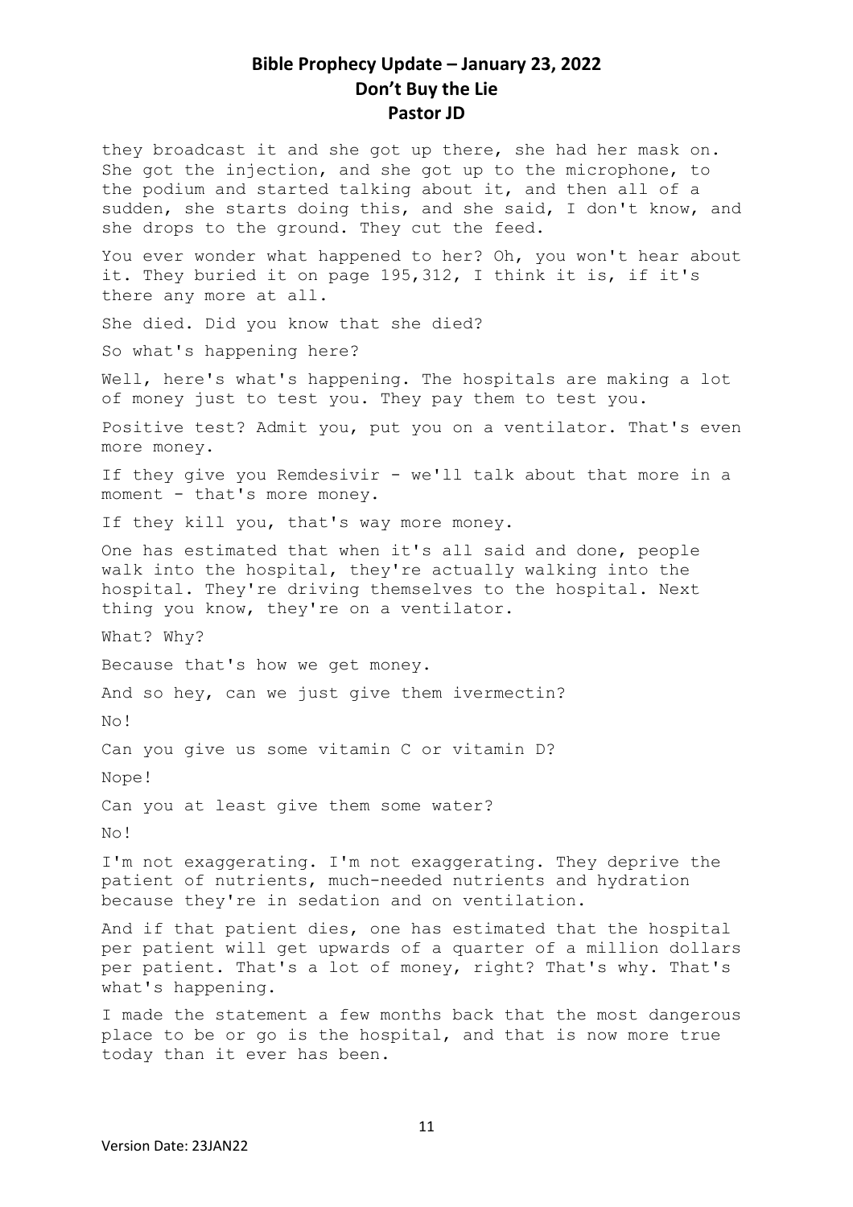they broadcast it and she got up there, she had her mask on. She got the injection, and she got up to the microphone, to the podium and started talking about it, and then all of a sudden, she starts doing this, and she said, I don't know, and she drops to the ground. They cut the feed.

You ever wonder what happened to her? Oh, you won't hear about it. They buried it on page 195,312, I think it is, if it's there any more at all.

She died. Did you know that she died?

So what's happening here?

Well, here's what's happening. The hospitals are making a lot of money just to test you. They pay them to test you.

Positive test? Admit you, put you on a ventilator. That's even more money.

If they give you Remdesivir - we'll talk about that more in a moment - that's more money.

If they kill you, that's way more money.

One has estimated that when it's all said and done, people walk into the hospital, they're actually walking into the hospital. They're driving themselves to the hospital. Next thing you know, they're on a ventilator.

What? Why?

Because that's how we get money.

And so hey, can we just give them ivermectin?

No!

Can you give us some vitamin C or vitamin D?

Nope!

Can you at least give them some water?

No!

I'm not exaggerating. I'm not exaggerating. They deprive the patient of nutrients, much-needed nutrients and hydration because they're in sedation and on ventilation.

And if that patient dies, one has estimated that the hospital per patient will get upwards of a quarter of a million dollars per patient. That's a lot of money, right? That's why. That's what's happening.

I made the statement a few months back that the most dangerous place to be or go is the hospital, and that is now more true today than it ever has been.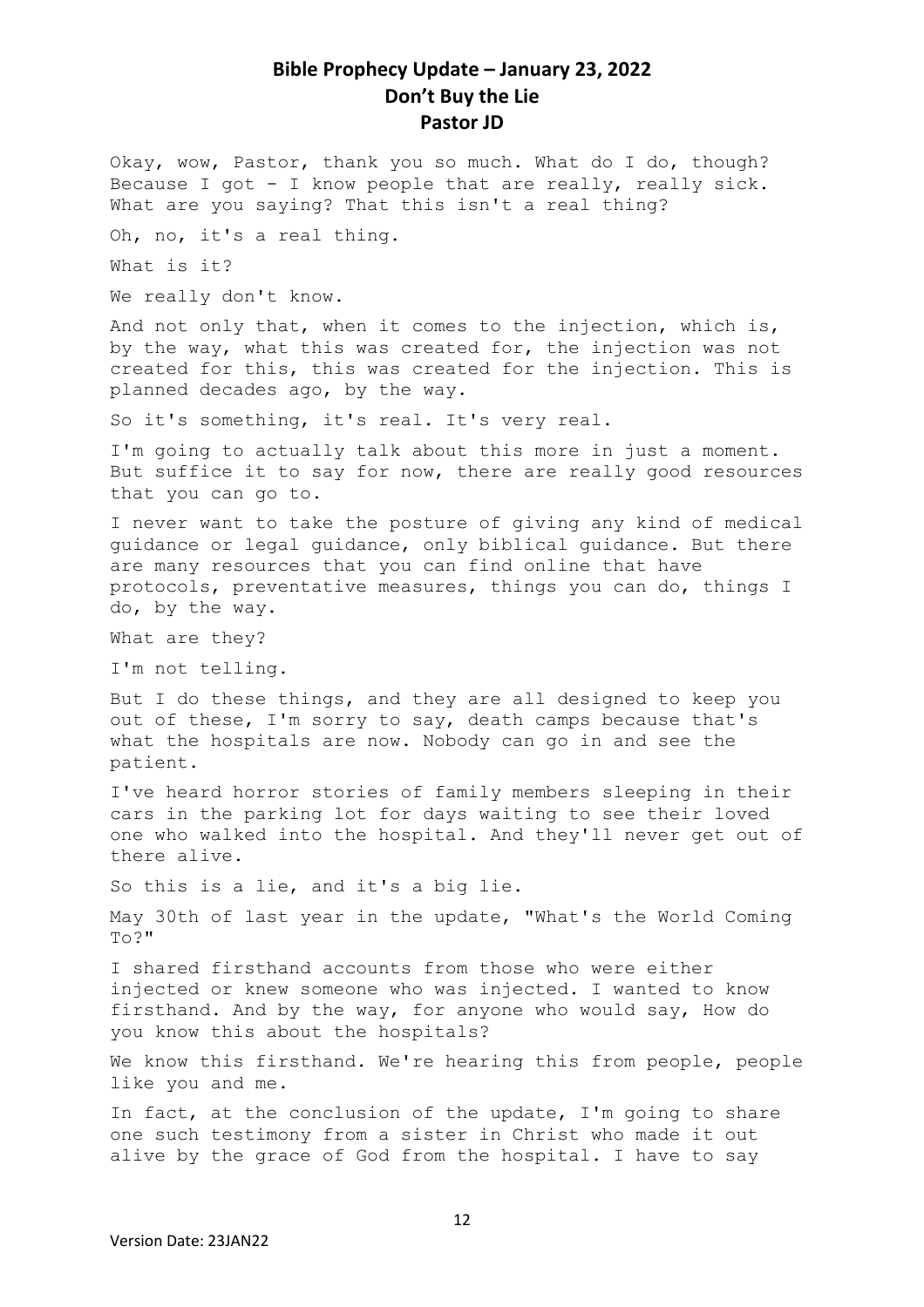Okay, wow, Pastor, thank you so much. What do I do, though? Because I got - I know people that are really, really sick. What are you saying? That this isn't a real thing?

Oh, no, it's a real thing.

What is it?

We really don't know.

And not only that, when it comes to the injection, which is, by the way, what this was created for, the injection was not created for this, this was created for the injection. This is planned decades ago, by the way.

So it's something, it's real. It's very real.

I'm going to actually talk about this more in just a moment. But suffice it to say for now, there are really good resources that you can go to.

I never want to take the posture of giving any kind of medical guidance or legal guidance, only biblical guidance. But there are many resources that you can find online that have protocols, preventative measures, things you can do, things I do, by the way.

What are they?

I'm not telling.

But I do these things, and they are all designed to keep you out of these, I'm sorry to say, death camps because that's what the hospitals are now. Nobody can go in and see the patient.

I've heard horror stories of family members sleeping in their cars in the parking lot for days waiting to see their loved one who walked into the hospital. And they'll never get out of there alive.

So this is a lie, and it's a big lie.

May 30th of last year in the update, "What's the World Coming To?"

I shared firsthand accounts from those who were either injected or knew someone who was injected. I wanted to know firsthand. And by the way, for anyone who would say, How do you know this about the hospitals?

We know this firsthand. We're hearing this from people, people like you and me.

In fact, at the conclusion of the update, I'm going to share one such testimony from a sister in Christ who made it out alive by the grace of God from the hospital. I have to say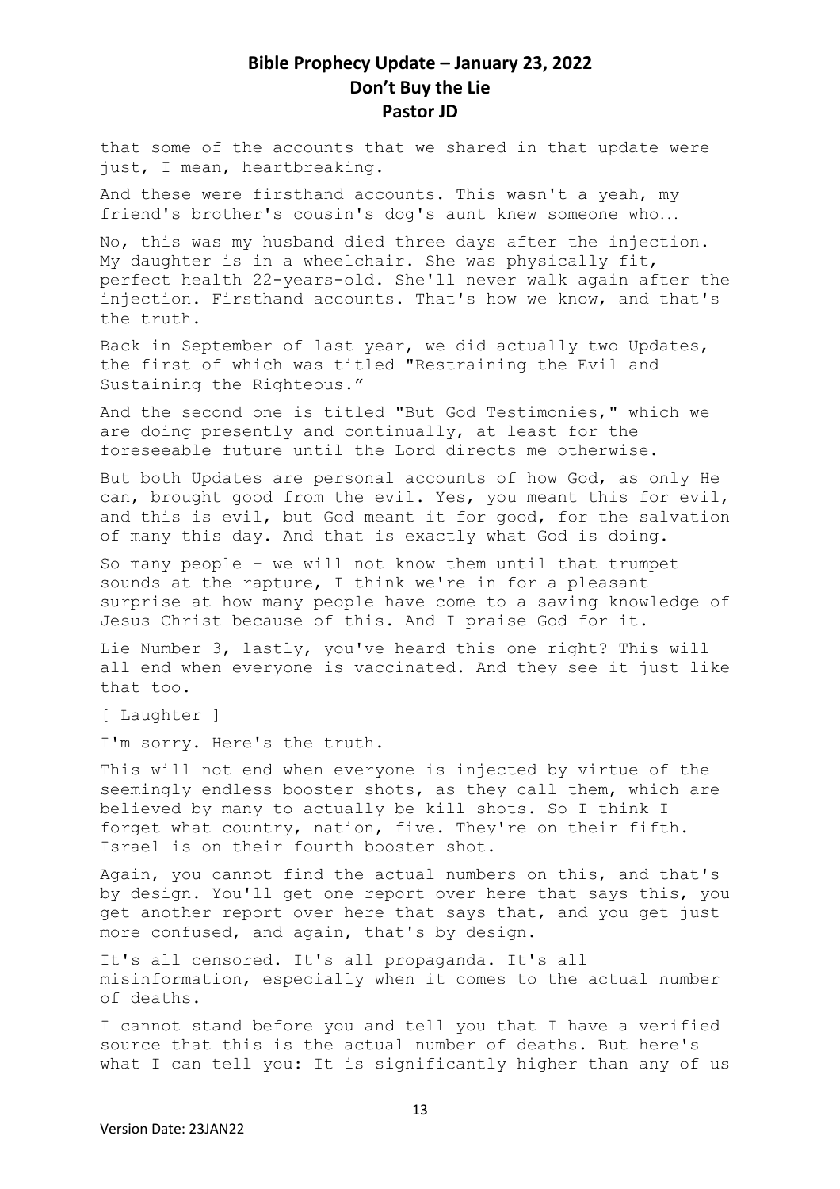that some of the accounts that we shared in that update were just, I mean, heartbreaking.

And these were firsthand accounts. This wasn't a yeah, my friend's brother's cousin's dog's aunt knew someone who…

No, this was my husband died three days after the injection. My daughter is in a wheelchair. She was physically fit, perfect health 22-years-old. She'll never walk again after the injection. Firsthand accounts. That's how we know, and that's the truth.

Back in September of last year, we did actually two Updates, the first of which was titled "Restraining the Evil and Sustaining the Righteous."

And the second one is titled "But God Testimonies," which we are doing presently and continually, at least for the foreseeable future until the Lord directs me otherwise.

But both Updates are personal accounts of how God, as only He can, brought good from the evil. Yes, you meant this for evil, and this is evil, but God meant it for good, for the salvation of many this day. And that is exactly what God is doing.

So many people - we will not know them until that trumpet sounds at the rapture, I think we're in for a pleasant surprise at how many people have come to a saving knowledge of Jesus Christ because of this. And I praise God for it.

Lie Number 3, lastly, you've heard this one right? This will all end when everyone is vaccinated. And they see it just like that too.

[ Laughter ]

I'm sorry. Here's the truth.

This will not end when everyone is injected by virtue of the seemingly endless booster shots, as they call them, which are believed by many to actually be kill shots. So I think I forget what country, nation, five. They're on their fifth. Israel is on their fourth booster shot.

Again, you cannot find the actual numbers on this, and that's by design. You'll get one report over here that says this, you get another report over here that says that, and you get just more confused, and again, that's by design.

It's all censored. It's all propaganda. It's all misinformation, especially when it comes to the actual number of deaths.

I cannot stand before you and tell you that I have a verified source that this is the actual number of deaths. But here's what I can tell you: It is significantly higher than any of us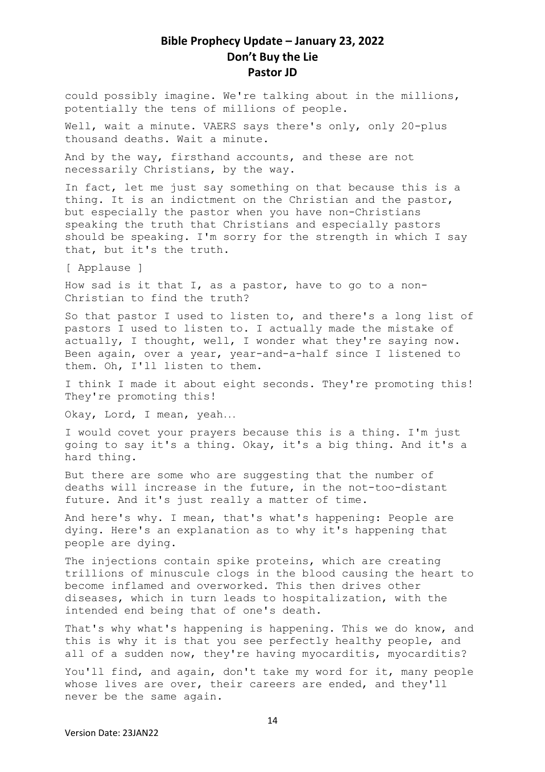could possibly imagine. We're talking about in the millions, potentially the tens of millions of people.

Well, wait a minute. VAERS says there's only, only 20-plus thousand deaths. Wait a minute.

And by the way, firsthand accounts, and these are not necessarily Christians, by the way.

In fact, let me just say something on that because this is a thing. It is an indictment on the Christian and the pastor, but especially the pastor when you have non-Christians speaking the truth that Christians and especially pastors should be speaking. I'm sorry for the strength in which I say that, but it's the truth.

[ Applause ]

How sad is it that I, as a pastor, have to go to a non-Christian to find the truth?

So that pastor I used to listen to, and there's a long list of pastors I used to listen to. I actually made the mistake of actually, I thought, well, I wonder what they're saying now. Been again, over a year, year-and-a-half since I listened to them. Oh, I'll listen to them.

I think I made it about eight seconds. They're promoting this! They're promoting this!

Okay, Lord, I mean, yeah…

I would covet your prayers because this is a thing. I'm just going to say it's a thing. Okay, it's a big thing. And it's a hard thing.

But there are some who are suggesting that the number of deaths will increase in the future, in the not-too-distant future. And it's just really a matter of time.

And here's why. I mean, that's what's happening: People are dying. Here's an explanation as to why it's happening that people are dying.

The injections contain spike proteins, which are creating trillions of minuscule clogs in the blood causing the heart to become inflamed and overworked. This then drives other diseases, which in turn leads to hospitalization, with the intended end being that of one's death.

That's why what's happening is happening. This we do know, and this is why it is that you see perfectly healthy people, and all of a sudden now, they're having myocarditis, myocarditis?

You'll find, and again, don't take my word for it, many people whose lives are over, their careers are ended, and they'll never be the same again.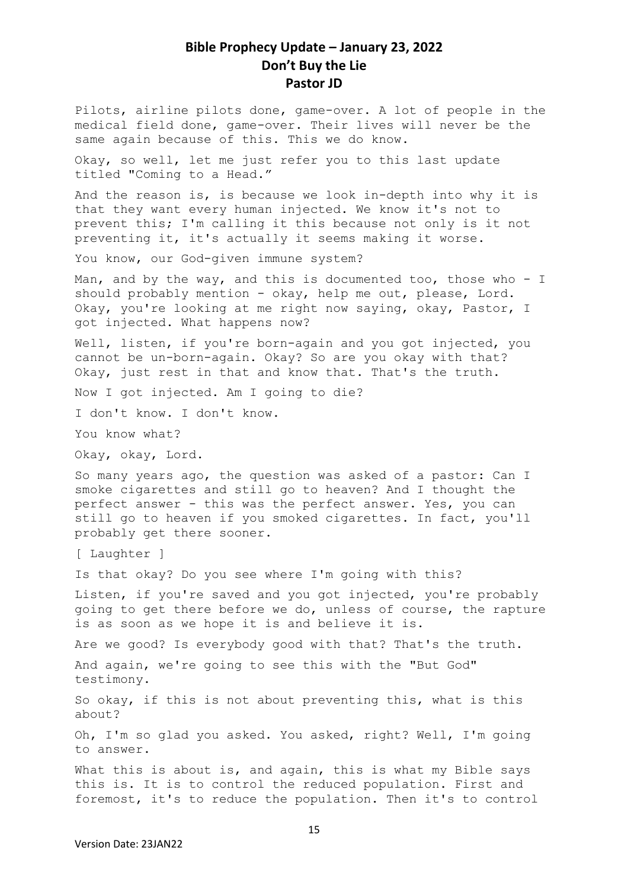Pilots, airline pilots done, game-over. A lot of people in the medical field done, game-over. Their lives will never be the same again because of this. This we do know.

Okay, so well, let me just refer you to this last update titled "Coming to a Head."

And the reason is, is because we look in-depth into why it is that they want every human injected. We know it's not to prevent this; I'm calling it this because not only is it not preventing it, it's actually it seems making it worse.

You know, our God-given immune system?

Man, and by the way, and this is documented too, those who - I should probably mention - okay, help me out, please, Lord. Okay, you're looking at me right now saying, okay, Pastor, I got injected. What happens now?

Well, listen, if you're born-again and you got injected, you cannot be un-born-again. Okay? So are you okay with that? Okay, just rest in that and know that. That's the truth.

Now I got injected. Am I going to die?

I don't know. I don't know.

You know what?

Okay, okay, Lord.

So many years ago, the question was asked of a pastor: Can I smoke cigarettes and still go to heaven? And I thought the perfect answer - this was the perfect answer. Yes, you can still go to heaven if you smoked cigarettes. In fact, you'll probably get there sooner.

[ Laughter ]

Is that okay? Do you see where I'm going with this?

Listen, if you're saved and you got injected, you're probably going to get there before we do, unless of course, the rapture is as soon as we hope it is and believe it is.

Are we good? Is everybody good with that? That's the truth.

And again, we're going to see this with the "But God" testimony.

So okay, if this is not about preventing this, what is this about?

Oh, I'm so glad you asked. You asked, right? Well, I'm going to answer.

What this is about is, and again, this is what my Bible says this is. It is to control the reduced population. First and foremost, it's to reduce the population. Then it's to control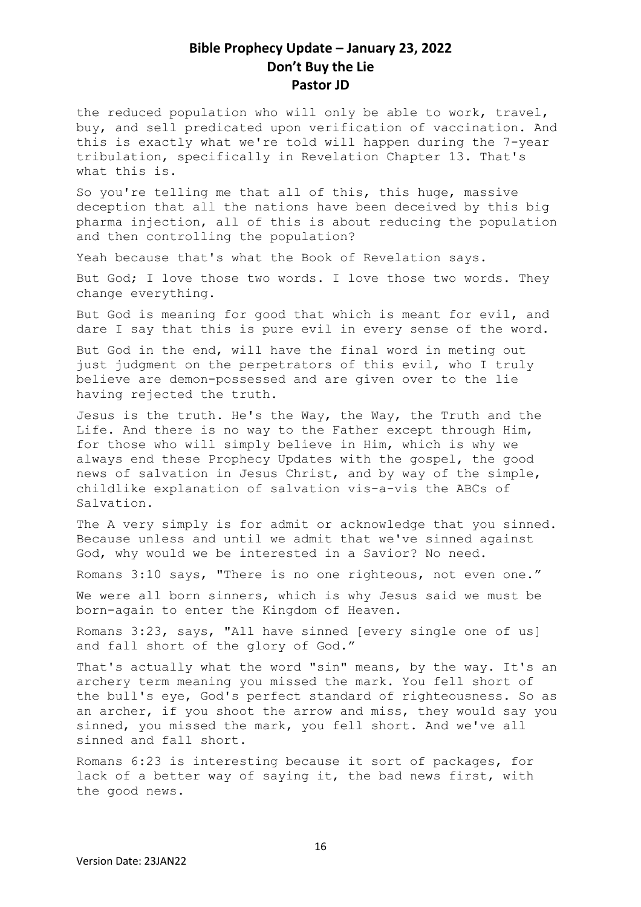the reduced population who will only be able to work, travel, buy, and sell predicated upon verification of vaccination. And this is exactly what we're told will happen during the 7-year tribulation, specifically in Revelation Chapter 13. That's what this is.

So you're telling me that all of this, this huge, massive deception that all the nations have been deceived by this big pharma injection, all of this is about reducing the population and then controlling the population?

Yeah because that's what the Book of Revelation says.

But God; I love those two words. I love those two words. They change everything.

But God is meaning for good that which is meant for evil, and dare I say that this is pure evil in every sense of the word.

But God in the end, will have the final word in meting out just judgment on the perpetrators of this evil, who I truly believe are demon-possessed and are given over to the lie having rejected the truth.

Jesus is the truth. He's the Way, the Way, the Truth and the Life. And there is no way to the Father except through Him, for those who will simply believe in Him, which is why we always end these Prophecy Updates with the gospel, the good news of salvation in Jesus Christ, and by way of the simple, childlike explanation of salvation vis-a-vis the ABCs of Salvation.

The A very simply is for admit or acknowledge that you sinned. Because unless and until we admit that we've sinned against God, why would we be interested in a Savior? No need.

Romans 3:10 says, "There is no one righteous, not even one."

We were all born sinners, which is why Jesus said we must be born-again to enter the Kingdom of Heaven.

Romans 3:23, says, "All have sinned [every single one of us] and fall short of the glory of God."

That's actually what the word "sin" means, by the way. It's an archery term meaning you missed the mark. You fell short of the bull's eye, God's perfect standard of righteousness. So as an archer, if you shoot the arrow and miss, they would say you sinned, you missed the mark, you fell short. And we've all sinned and fall short.

Romans 6:23 is interesting because it sort of packages, for lack of a better way of saying it, the bad news first, with the good news.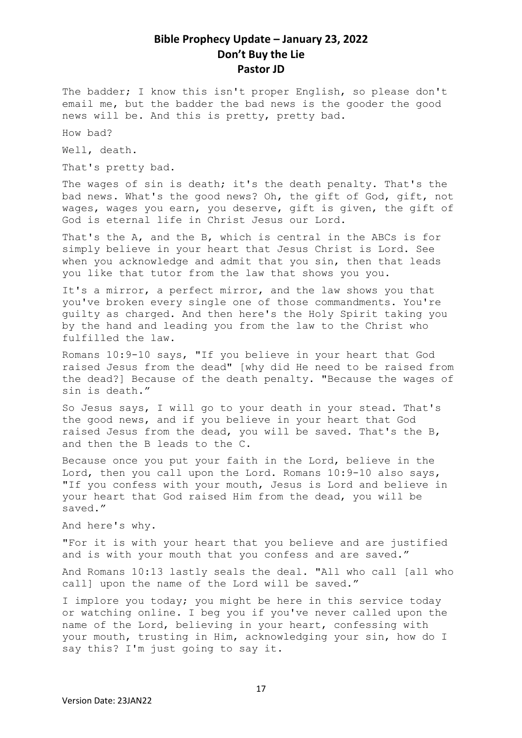The badder; I know this isn't proper English, so please don't email me, but the badder the bad news is the gooder the good news will be. And this is pretty, pretty bad.

How bad?

Well, death.

That's pretty bad.

The wages of sin is death; it's the death penalty. That's the bad news. What's the good news? Oh, the gift of God, gift, not wages, wages you earn, you deserve, gift is given, the gift of God is eternal life in Christ Jesus our Lord.

That's the A, and the B, which is central in the ABCs is for simply believe in your heart that Jesus Christ is Lord. See when you acknowledge and admit that you sin, then that leads you like that tutor from the law that shows you you.

It's a mirror, a perfect mirror, and the law shows you that you've broken every single one of those commandments. You're guilty as charged. And then here's the Holy Spirit taking you by the hand and leading you from the law to the Christ who fulfilled the law.

Romans 10:9-10 says, "If you believe in your heart that God raised Jesus from the dead" [why did He need to be raised from the dead?] Because of the death penalty. "Because the wages of sin is death."

So Jesus says, I will go to your death in your stead. That's the good news, and if you believe in your heart that God raised Jesus from the dead, you will be saved. That's the B, and then the B leads to the C.

Because once you put your faith in the Lord, believe in the Lord, then you call upon the Lord. Romans 10:9-10 also says, "If you confess with your mouth, Jesus is Lord and believe in your heart that God raised Him from the dead, you will be saved."

And here's why.

"For it is with your heart that you believe and are justified and is with your mouth that you confess and are saved."

And Romans 10:13 lastly seals the deal. "All who call [all who call] upon the name of the Lord will be saved."

I implore you today; you might be here in this service today or watching online. I beg you if you've never called upon the name of the Lord, believing in your heart, confessing with your mouth, trusting in Him, acknowledging your sin, how do I say this? I'm just going to say it.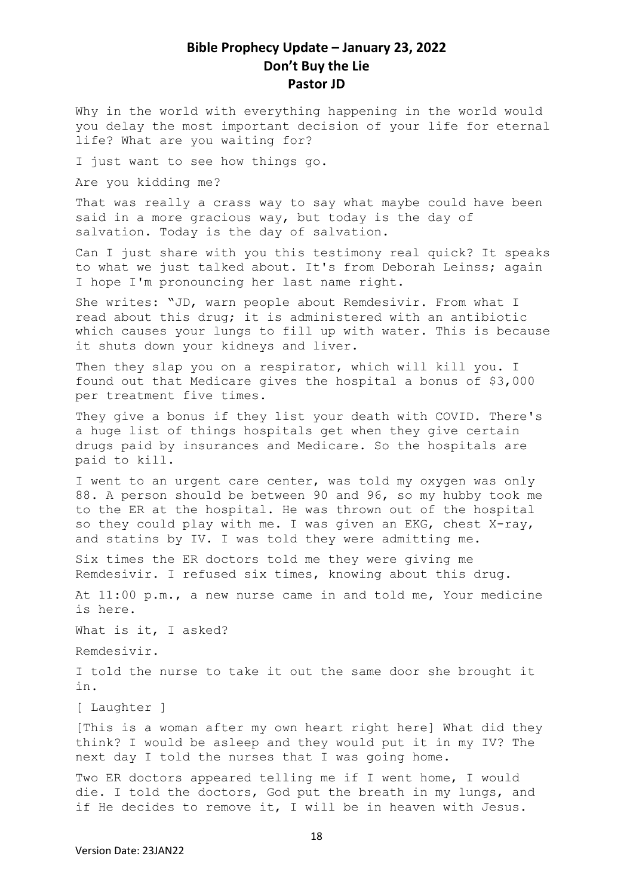# Bible Prophecy Update – January 23, 2022
## Don't Buy the Lie
## Pastor JD

Why in the world with everything happening in the world would you delay the most important decision of your life for eternal life? What are you waiting for?

I just want to see how things go.

Are you kidding me?

That was really a crass way to say what maybe could have been said in a more gracious way, but today is the day of salvation. Today is the day of salvation.

Can I just share with you this testimony real quick? It speaks to what we just talked about. It's from Deborah Leinss; again I hope I'm pronouncing her last name right.

She writes: "JD, warn people about Remdesivir. From what I read about this drug; it is administered with an antibiotic which causes your lungs to fill up with water. This is because it shuts down your kidneys and liver.

Then they slap you on a respirator, which will kill you. I found out that Medicare gives the hospital a bonus of $3,000 per treatment five times.

They give a bonus if they list your death with COVID. There's a huge list of things hospitals get when they give certain drugs paid by insurances and Medicare. So the hospitals are paid to kill.

I went to an urgent care center, was told my oxygen was only 88. A person should be between 90 and 96, so my hubby took me to the ER at the hospital. He was thrown out of the hospital so they could play with me. I was given an EKG, chest X-ray, and statins by IV. I was told they were admitting me.

Six times the ER doctors told me they were giving me Remdesivir. I refused six times, knowing about this drug.

At 11:00 p.m., a new nurse came in and told me, Your medicine is here.

What is it, I asked?

Remdesivir.

I told the nurse to take it out the same door she brought it in.

[ Laughter ]

[This is a woman after my own heart right here] What did they think? I would be asleep and they would put it in my IV? The next day I told the nurses that I was going home.

Two ER doctors appeared telling me if I went home, I would die. I told the doctors, God put the breath in my lungs, and if He decides to remove it, I will be in heaven with Jesus.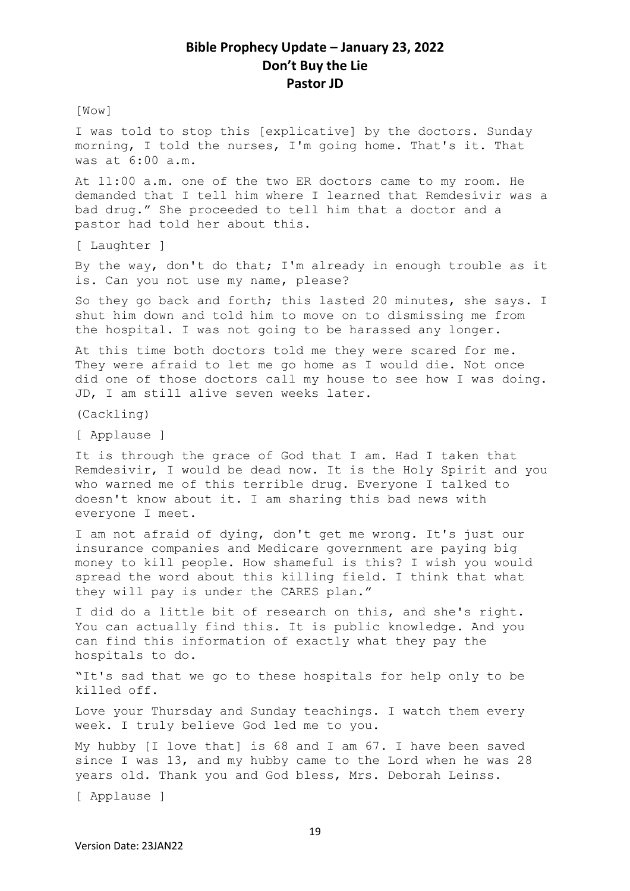# Bible Prophecy Update – January 23, 2022
## Don't Buy the Lie
### Pastor JD

[Wow]

I was told to stop this [explicative] by the doctors. Sunday morning, I told the nurses, I'm going home. That's it. That was at 6:00 a.m.

At 11:00 a.m. one of the two ER doctors came to my room. He demanded that I tell him where I learned that Remdesivir was a bad drug." She proceeded to tell him that a doctor and a pastor had told her about this.

[ Laughter ]

By the way, don't do that; I'm already in enough trouble as it is. Can you not use my name, please?

So they go back and forth; this lasted 20 minutes, she says. I shut him down and told him to move on to dismissing me from the hospital. I was not going to be harassed any longer.

At this time both doctors told me they were scared for me. They were afraid to let me go home as I would die. Not once did one of those doctors call my house to see how I was doing. JD, I am still alive seven weeks later.

(Cackling)

[ Applause ]

It is through the grace of God that I am. Had I taken that Remdesivir, I would be dead now. It is the Holy Spirit and you who warned me of this terrible drug. Everyone I talked to doesn't know about it. I am sharing this bad news with everyone I meet.

I am not afraid of dying, don't get me wrong. It's just our insurance companies and Medicare government are paying big money to kill people. How shameful is this? I wish you would spread the word about this killing field. I think that what they will pay is under the CARES plan."

I did do a little bit of research on this, and she's right. You can actually find this. It is public knowledge. And you can find this information of exactly what they pay the hospitals to do.

"It's sad that we go to these hospitals for help only to be killed off.

Love your Thursday and Sunday teachings. I watch them every week. I truly believe God led me to you.

My hubby [I love that] is 68 and I am 67. I have been saved since I was 13, and my hubby came to the Lord when he was 28 years old. Thank you and God bless, Mrs. Deborah Leinss.

[ Applause ]

Version Date: 23JAN22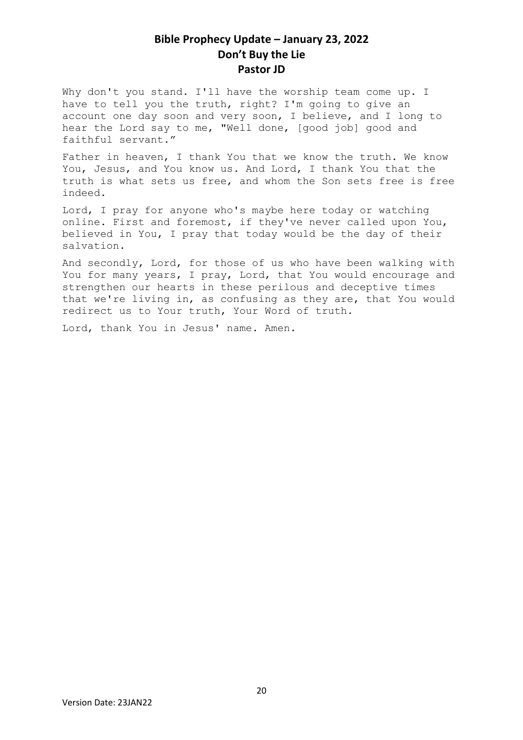Why don't you stand. I'll have the worship team come up. I have to tell you the truth, right? I'm going to give an account one day soon and very soon, I believe, and I long to hear the Lord say to me, "Well done, [good job] good and faithful servant."

Father in heaven, I thank You that we know the truth. We know You, Jesus, and You know us. And Lord, I thank You that the truth is what sets us free, and whom the Son sets free is free indeed.

Lord, I pray for anyone who's maybe here today or watching online. First and foremost, if they've never called upon You, believed in You, I pray that today would be the day of their salvation.

And secondly, Lord, for those of us who have been walking with You for many years, I pray, Lord, that You would encourage and strengthen our hearts in these perilous and deceptive times that we're living in, as confusing as they are, that You would redirect us to Your truth, Your Word of truth.

Lord, thank You in Jesus' name. Amen.